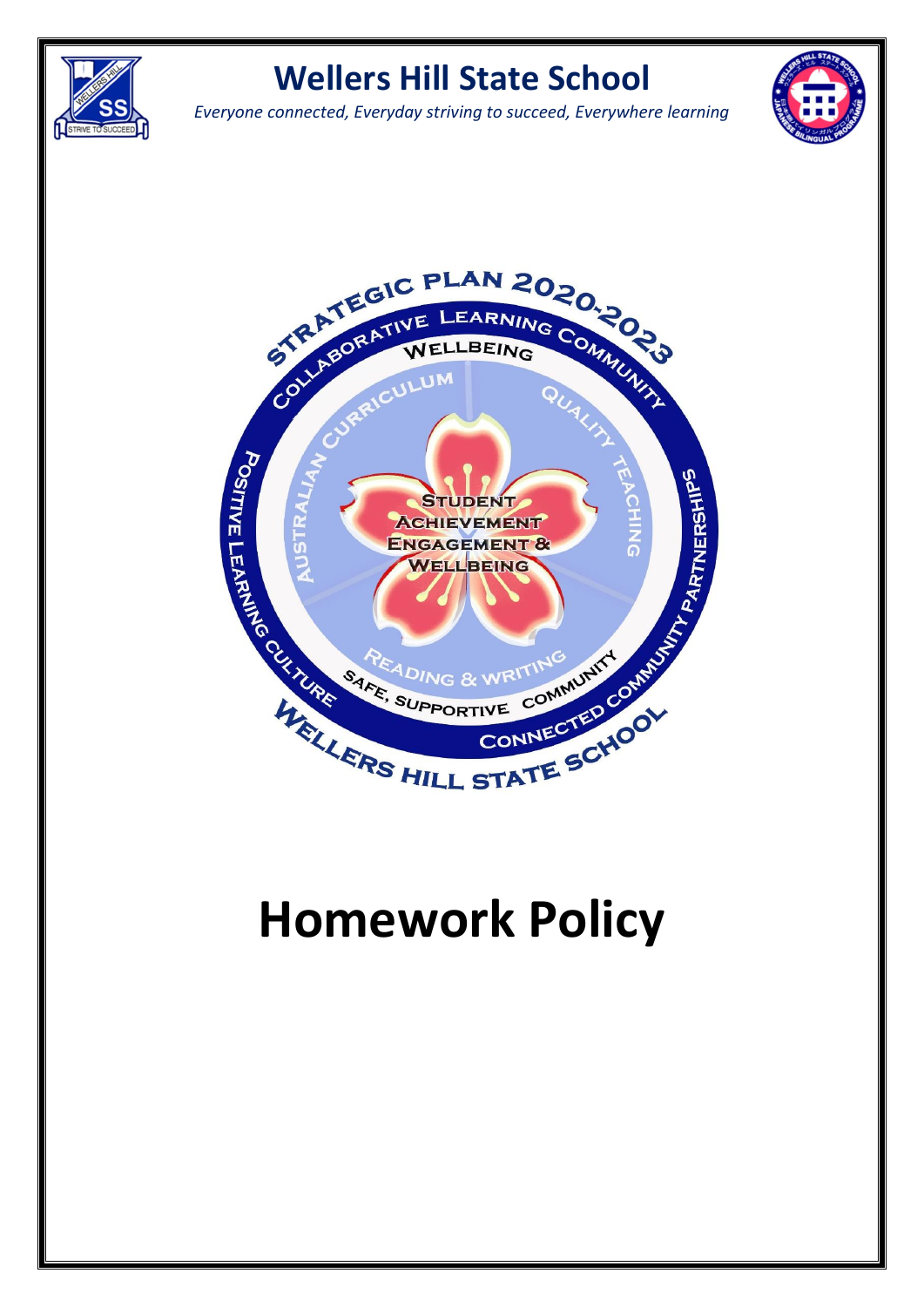# Wellers Hill State School

*Everyone connected, Everyday striving to succeed, Everywhere learning*

STRATEGIC PLAN 2020-2023

COLLABORATIVE LEARNING COMMUNITY

WELLBEING

AUSTRALIAN CURRICULUM

QUALITY TEACHING

STUDENT ACHIEVEMENT ENGAGEMENT & WELLBEING

POSITIVE LEARNING CULTURE

COMMUNITY PARTNERSHIPS

READING & WRITING

SAFE, SUPPORTIVE COMMUNITY

CONNECTED COMMUNITY

CONNECTED SCHOOL

WELLERS HILL STATE SCHOOL

# Homework Policy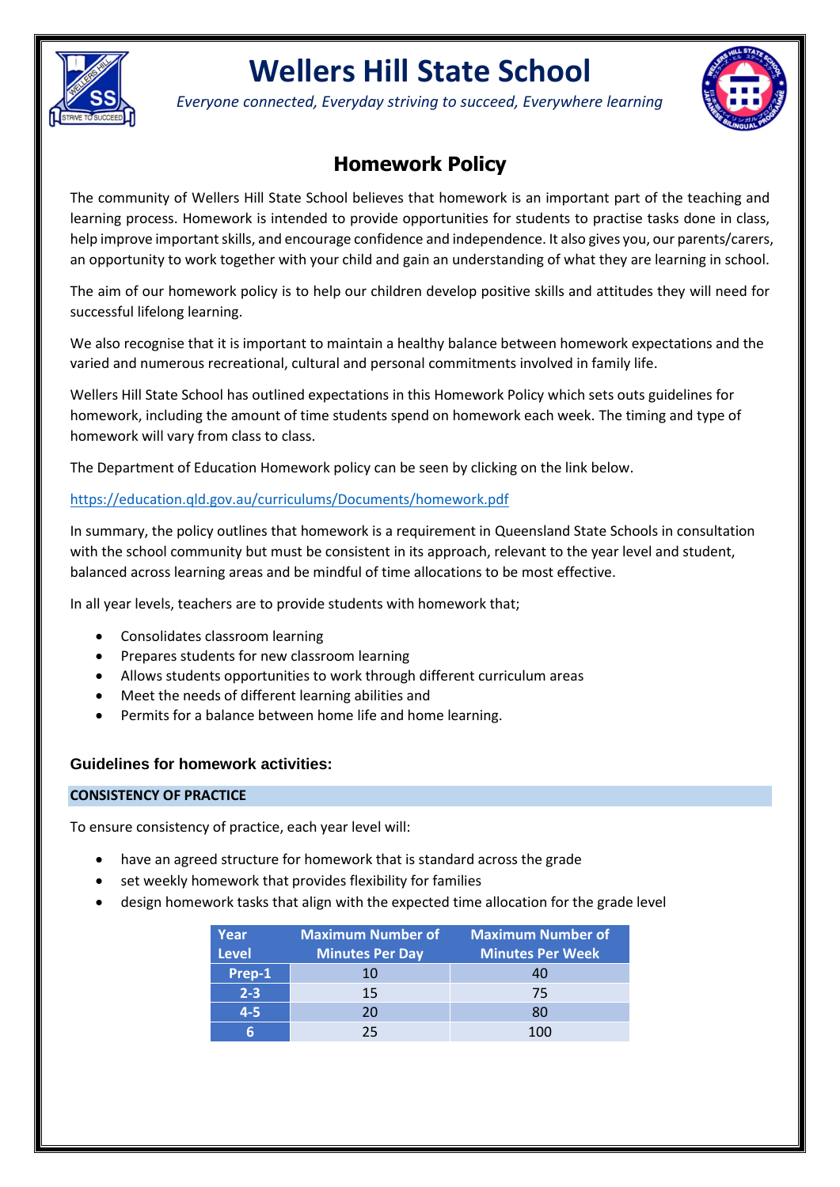# Wellers Hill State School

*Everyone connected, Everyday striving to succeed, Everywhere learning*

## Homework Policy

The community of Wellers Hill State School believes that homework is an important part of the teaching and learning process. Homework is intended to provide opportunities for students to practise tasks done in class, help improve important skills, and encourage confidence and independence. It also gives you, our parents/carers, an opportunity to work together with your child and gain an understanding of what they are learning in school.

The aim of our homework policy is to help our children develop positive skills and attitudes they will need for successful lifelong learning.

We also recognise that it is important to maintain a healthy balance between homework expectations and the varied and numerous recreational, cultural and personal commitments involved in family life.

Wellers Hill State School has outlined expectations in this Homework Policy which sets outs guidelines for homework, including the amount of time students spend on homework each week. The timing and type of homework will vary from class to class.

The Department of Education Homework policy can be seen by clicking on the link below.

https://education.qld.gov.au/curriculums/Documents/homework.pdf

In summary, the policy outlines that homework is a requirement in Queensland State Schools in consultation with the school community but must be consistent in its approach, relevant to the year level and student, balanced across learning areas and be mindful of time allocations to be most effective.

In all year levels, teachers are to provide students with homework that;

- Consolidates classroom learning
- Prepares students for new classroom learning
- Allows students opportunities to work through different curriculum areas
- Meet the needs of different learning abilities and
- Permits for a balance between home life and home learning.

### Guidelines for homework activities:

**CONSISTENCY OF PRACTICE**

To ensure consistency of practice, each year level will:

- have an agreed structure for homework that is standard across the grade
- set weekly homework that provides flexibility for families
- design homework tasks that align with the expected time allocation for the grade level

| Year Level | Maximum Number of Minutes Per Day | Maximum Number of Minutes Per Week |
|---|---|---|
| Prep-1 | 10 | 40 |
| 2-3 | 15 | 75 |
| 4-5 | 20 | 80 |
| 6 | 25 | 100 |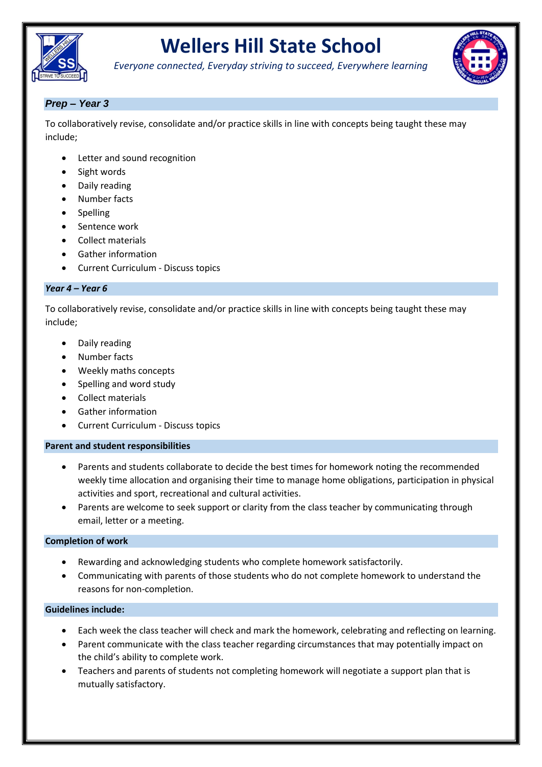# Wellers Hill State School

*Everyone connected, Everyday striving to succeed, Everywhere learning*

### *Prep – Year 3*

To collaboratively revise, consolidate and/or practice skills in line with concepts being taught these may include;

- Letter and sound recognition
- Sight words
- Daily reading
- Number facts
- Spelling
- Sentence work
- Collect materials
- Gather information
- Current Curriculum - Discuss topics

### *Year 4 – Year 6*

To collaboratively revise, consolidate and/or practice skills in line with concepts being taught these may include;

- Daily reading
- Number facts
- Weekly maths concepts
- Spelling and word study
- Collect materials
- Gather information
- Current Curriculum - Discuss topics

### Parent and student responsibilities

- Parents and students collaborate to decide the best times for homework noting the recommended weekly time allocation and organising their time to manage home obligations, participation in physical activities and sport, recreational and cultural activities.
- Parents are welcome to seek support or clarity from the class teacher by communicating through email, letter or a meeting.

### Completion of work

- Rewarding and acknowledging students who complete homework satisfactorily.
- Communicating with parents of those students who do not complete homework to understand the reasons for non-completion.

### Guidelines include:

- Each week the class teacher will check and mark the homework, celebrating and reflecting on learning.
- Parent communicate with the class teacher regarding circumstances that may potentially impact on the child's ability to complete work.
- Teachers and parents of students not completing homework will negotiate a support plan that is mutually satisfactory.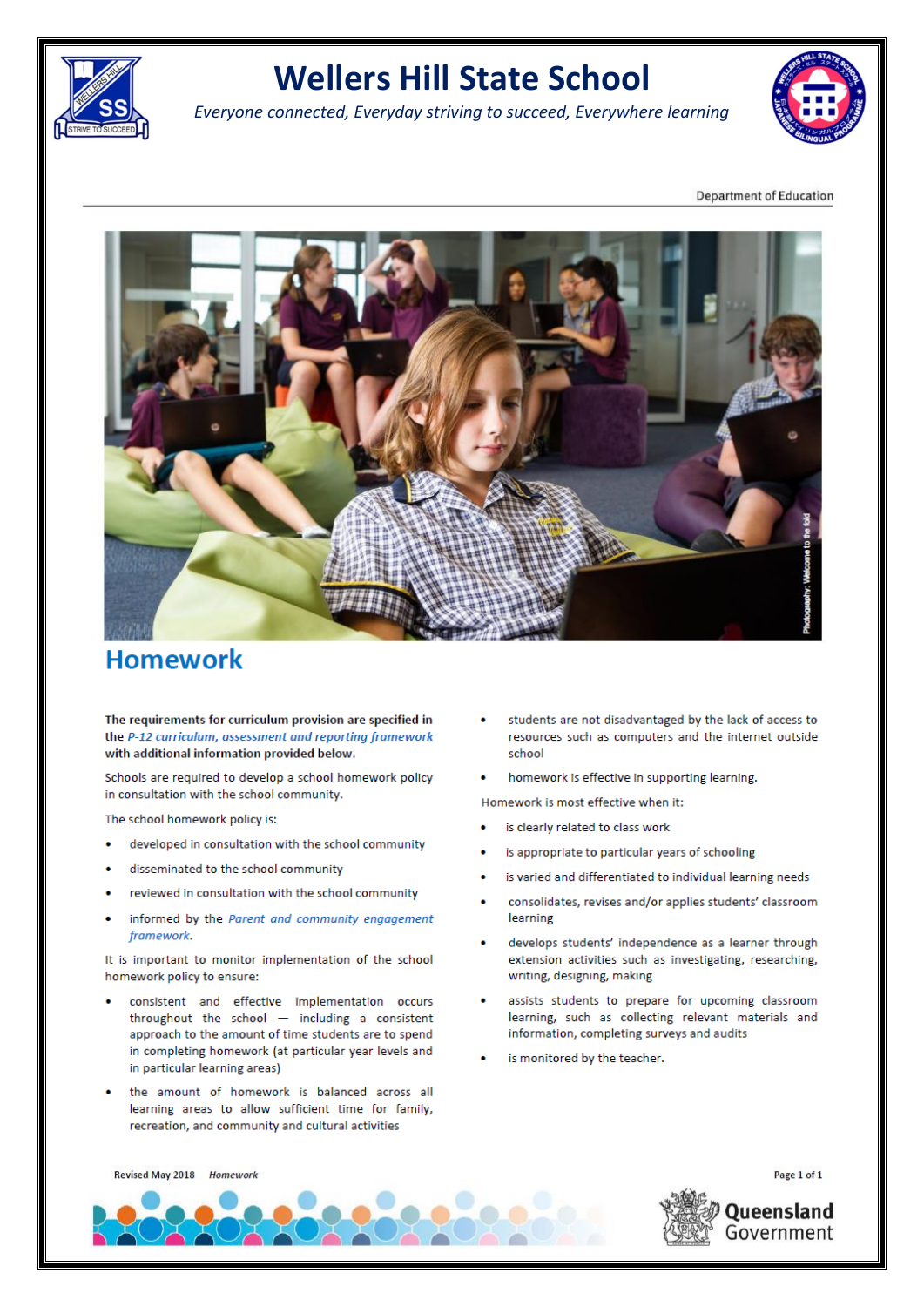# Wellers Hill State School

*Everyone connected, Everyday striving to succeed, Everywhere learning*

Department of Education

## Homework

**The requirements for curriculum provision are specified in the *P-12 curriculum, assessment and reporting framework* with additional information provided below.**

Schools are required to develop a school homework policy in consultation with the school community.

The school homework policy is:

- developed in consultation with the school community
- disseminated to the school community
- reviewed in consultation with the school community
- informed by the *Parent and community engagement framework*.

It is important to monitor implementation of the school homework policy to ensure:

- consistent and effective implementation occurs throughout the school — including a consistent approach to the amount of time students are to spend in completing homework (at particular year levels and in particular learning areas)
- the amount of homework is balanced across all learning areas to allow sufficient time for family, recreation, and community and cultural activities
- students are not disadvantaged by the lack of access to resources such as computers and the internet outside school
- homework is effective in supporting learning.

Homework is most effective when it:

- is clearly related to class work
- is appropriate to particular years of schooling
- is varied and differentiated to individual learning needs
- consolidates, revises and/or applies students' classroom learning
- develops students' independence as a learner through extension activities such as investigating, researching, writing, designing, making
- assists students to prepare for upcoming classroom learning, such as collecting relevant materials and information, completing surveys and audits
- is monitored by the teacher.

Revised May 2018 *Homework*